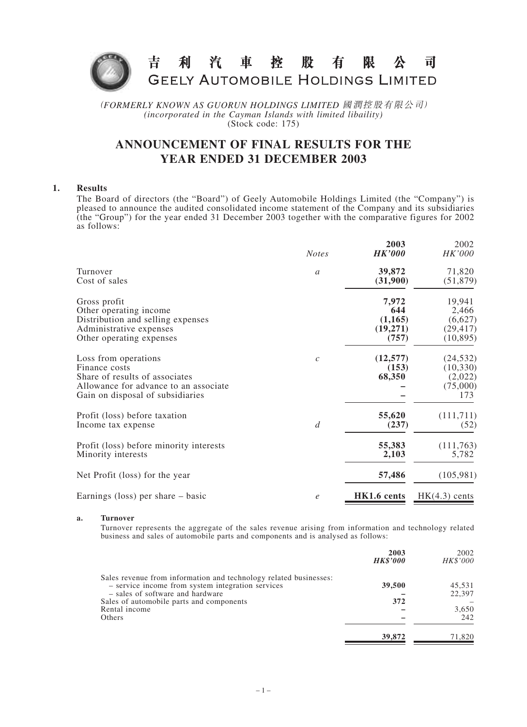# 吉利汽車控股有限公司
# GEELY AUTOMOBILE HOLDINGS LIMITED

*(FORMERLY KNOWN AS GUORUN HOLDINGS LIMITED 國潤控股有限公司)*
*(incorporated in the Cayman Islands with limited libaility)*
(Stock code: 175)

## ANNOUNCEMENT OF FINAL RESULTS FOR THE YEAR ENDED 31 DECEMBER 2003

### 1. Results

The Board of directors (the "Board") of Geely Automobile Holdings Limited (the "Company") is pleased to announce the audited consolidated income statement of the Company and its subsidiaries (the "Group") for the year ended 31 December 2003 together with the comparative figures for 2002 as follows:

| | *Notes* | **2003** *HK'000* | 2002 *HK'000* |
|---|---|---|---|
| Turnover | *a* | **39,872** | 71,820 |
| Cost of sales | | **(31,900)** | (51,879) |
| Gross profit | | **7,972** | 19,941 |
| Other operating income | | **644** | 2,466 |
| Distribution and selling expenses | | **(1,165)** | (6,627) |
| Administrative expenses | | **(19,271)** | (29,417) |
| Other operating expenses | | **(757)** | (10,895) |
| Loss from operations | *c* | **(12,577)** | (24,532) |
| Finance costs | | **(153)** | (10,330) |
| Share of results of associates | | **68,350** | (2,022) |
| Allowance for advance to an associate | | **–** | (75,000) |
| Gain on disposal of subsidiaries | | **–** | 173 |
| Profit (loss) before taxation | | **55,620** | (111,711) |
| Income tax expense | *d* | **(237)** | (52) |
| Profit (loss) before minority interests | | **55,383** | (111,763) |
| Minority interests | | **2,103** | 5,782 |
| Net Profit (loss) for the year | | **57,486** | (105,981) |
| Earnings (loss) per share – basic | *e* | **HK1.6 cents** | HK(4.3) cents |

**a. Turnover**

Turnover represents the aggregate of the sales revenue arising from information and technology related business and sales of automobile parts and components and is analysed as follows:

| | **2003** *HK$'000* | 2002 *HK$'000* |
|---|---|---|
| Sales revenue from information and technology related businesses: | | |
| – service income from system integration services | **39,500** | 45,531 |
| – sales of software and hardware | **–** | 22,397 |
| Sales of automobile parts and components | **372** | – |
| Rental income | **–** | 3,650 |
| Others | **–** | 242 |
| | **39,872** | 71,820 |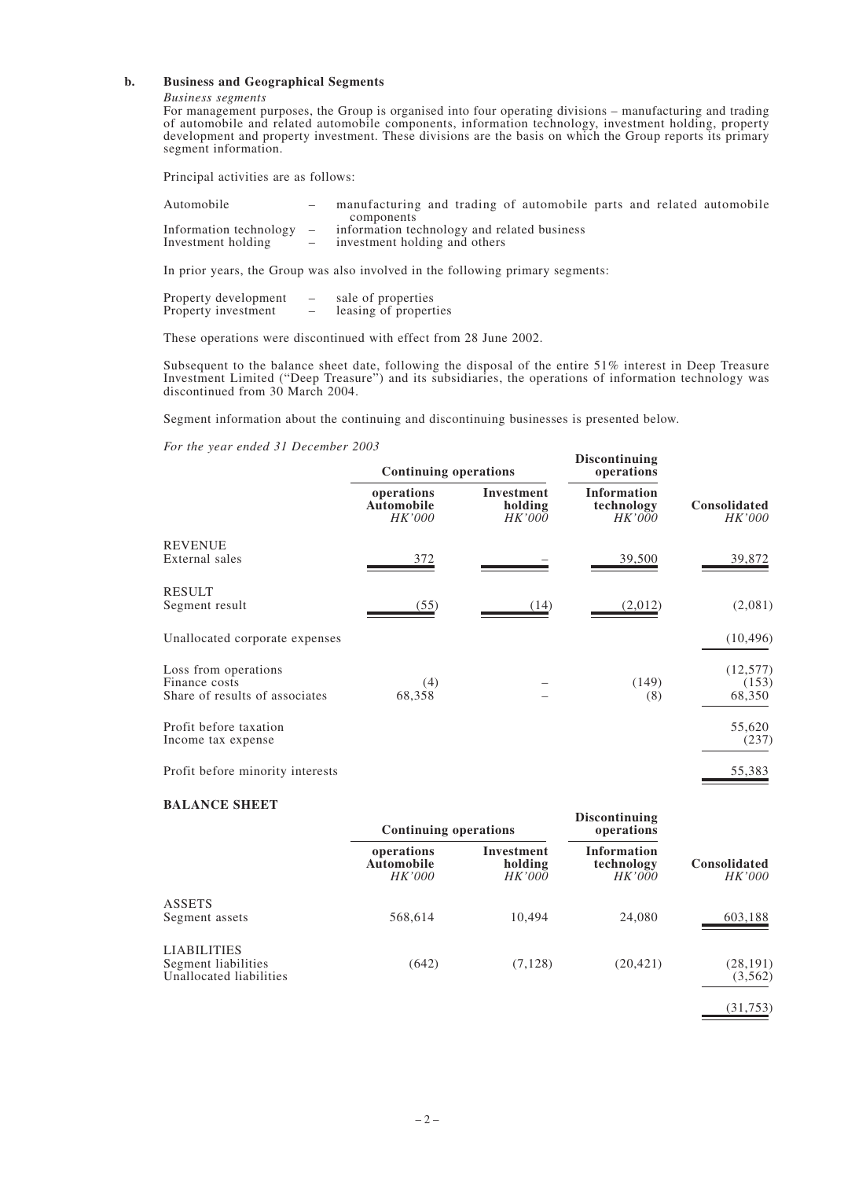**b. Business and Geographical Segments**

*Business segments*

For management purposes, the Group is organised into four operating divisions – manufacturing and trading of automobile and related automobile components, information technology, investment holding, property development and property investment. These divisions are the basis on which the Group reports its primary segment information.

Principal activities are as follows:

| | | |
|---|---|---|
| Automobile | – | manufacturing and trading of automobile parts and related automobile components |
| Information technology | – | information technology and related business |
| Investment holding | – | investment holding and others |

In prior years, the Group was also involved in the following primary segments:

| | | |
|---|---|---|
| Property development | – | sale of properties |
| Property investment | – | leasing of properties |

These operations were discontinued with effect from 28 June 2002.

Subsequent to the balance sheet date, following the disposal of the entire 51% interest in Deep Treasure Investment Limited ("Deep Treasure") and its subsidiaries, the operations of information technology was discontinued from 30 March 2004.

Segment information about the continuing and discontinuing businesses is presented below.

*For the year ended 31 December 2003*

| | Continuing operations | | Discontinuing operations | |
|---|---|---|---|---|
| | operations Automobile HK'000 | Investment holding HK'000 | Information technology HK'000 | Consolidated HK'000 |
| REVENUE | | | | |
| External sales | 372 | – | 39,500 | 39,872 |
| RESULT | | | | |
| Segment result | (55) | (14) | (2,012) | (2,081) |
| Unallocated corporate expenses | | | | (10,496) |
| Loss from operations | | | | (12,577) |
| Finance costs | (4) | – | (149) | (153) |
| Share of results of associates | 68,358 | – | (8) | 68,350 |
| Profit before taxation | | | | 55,620 |
| Income tax expense | | | | (237) |
| Profit before minority interests | | | | 55,383 |

**BALANCE SHEET**

| | Continuing operations | | Discontinuing operations | |
|---|---|---|---|---|
| | operations Automobile HK'000 | Investment holding HK'000 | Information technology HK'000 | Consolidated HK'000 |
| ASSETS | | | | |
| Segment assets | 568,614 | 10,494 | 24,080 | 603,188 |
| LIABILITIES | | | | |
| Segment liabilities | (642) | (7,128) | (20,421) | (28,191) |
| Unallocated liabilities | | | | (3,562) |
| | | | | (31,753) |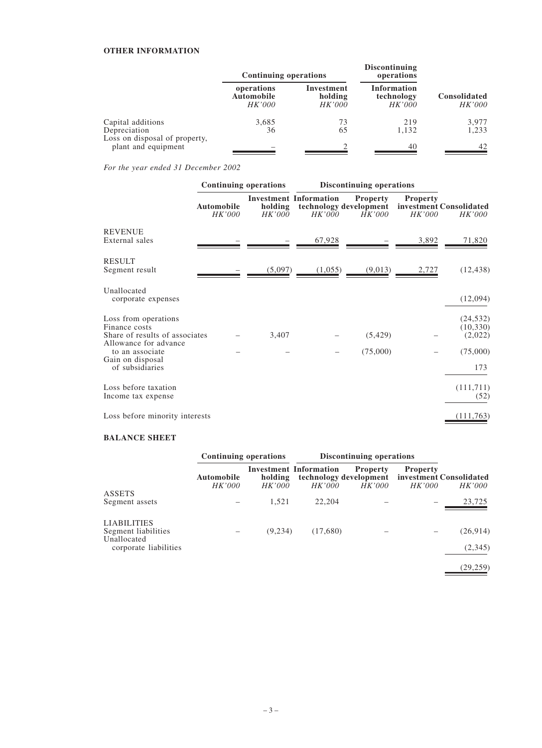**OTHER INFORMATION**

| | Continuing operations | | Discontinuing operations | |
|---|---|---|---|---|
| | operations Automobile HK'000 | Investment holding HK'000 | Information technology HK'000 | Consolidated HK'000 |
| Capital additions | 3,685 | 73 | 219 | 3,977 |
| Depreciation | 36 | 65 | 1,132 | 1,233 |
| Loss on disposal of property, plant and equipment | – | 2 | 40 | 42 |

*For the year ended 31 December 2002*

| | Continuing operations | | Discontinuing operations | | | |
|---|---|---|---|---|---|---|
| | Automobile HK'000 | Investment holding HK'000 | Information technology HK'000 | Property development HK'000 | Property investment HK'000 | Consolidated HK'000 |
| **REVENUE** | | | | | | |
| External sales | – | – | 67,928 | – | 3,892 | 71,820 |
| **RESULT** | | | | | | |
| Segment result | – | (5,097) | (1,055) | (9,013) | 2,727 | (12,438) |
| Unallocated corporate expenses | | | | | | (12,094) |
| Loss from operations | | | | | | (24,532) |
| Finance costs | | | | | | (10,330) |
| Share of results of associates | – | 3,407 | – | (5,429) | – | (2,022) |
| Allowance for advance to an associate | – | – | – | (75,000) | – | (75,000) |
| Gain on disposal of subsidiaries | | | | | | 173 |
| Loss before taxation | | | | | | (111,711) |
| Income tax expense | | | | | | (52) |
| Loss before minority interests | | | | | | (111,763) |

**BALANCE SHEET**

| | Continuing operations | | Discontinuing operations | | | |
|---|---|---|---|---|---|---|
| | Automobile HK'000 | Investment holding HK'000 | Information technology HK'000 | Property development HK'000 | Property investment HK'000 | Consolidated HK'000 |
| **ASSETS** | | | | | | |
| Segment assets | – | 1,521 | 22,204 | – | – | 23,725 |
| **LIABILITIES** | | | | | | |
| Segment liabilities | – | (9,234) | (17,680) | – | – | (26,914) |
| Unallocated corporate liabilities | | | | | | (2,345) |
| | | | | | | (29,259) |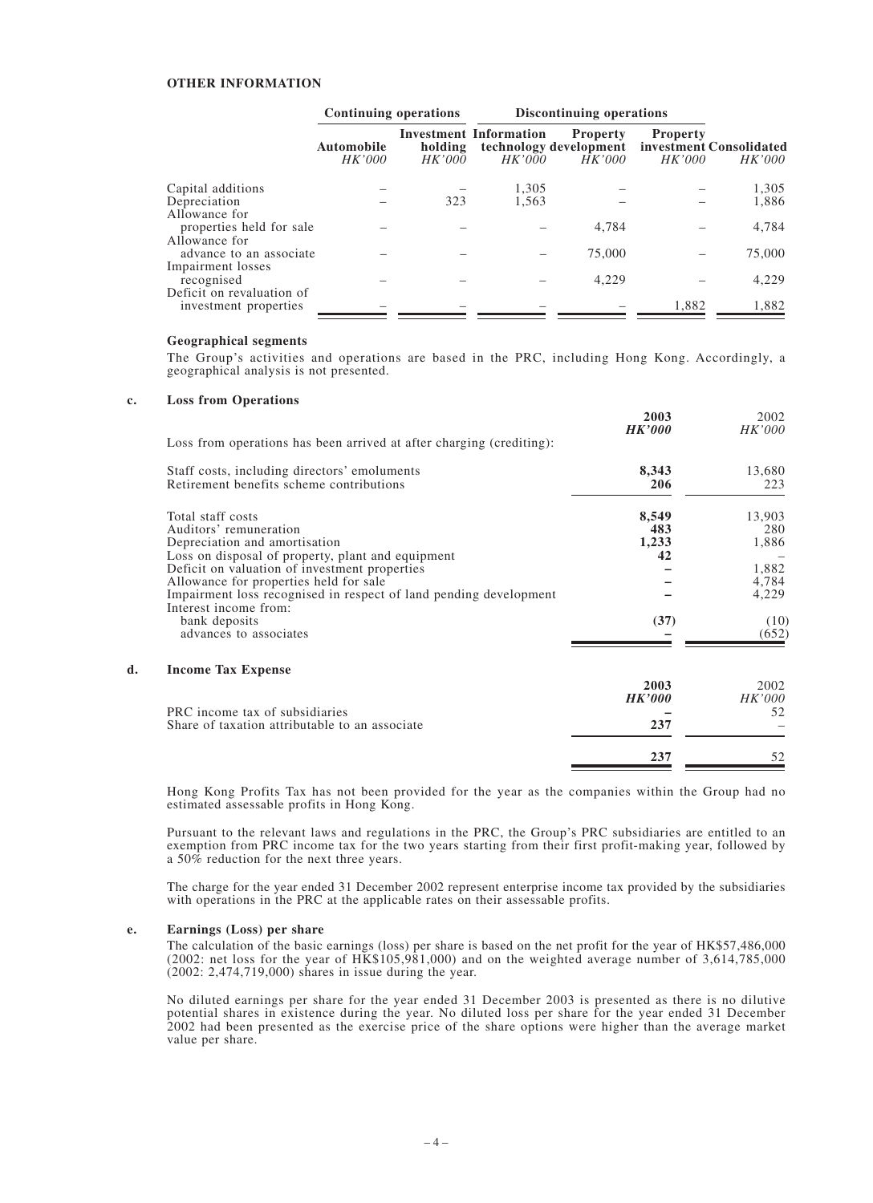**OTHER INFORMATION**

| | Continuing operations | | Discontinuing operations | | | |
|---|---|---|---|---|---|---|
| | Automobile HK'000 | Investment holding HK'000 | Information technology HK'000 | Property development HK'000 | Property investment HK'000 | Consolidated HK'000 |
| Capital additions | – | – | 1,305 | – | – | 1,305 |
| Depreciation | – | 323 | 1,563 | – | – | 1,886 |
| Allowance for properties held for sale | – | – | – | 4,784 | – | 4,784 |
| Allowance for advance to an associate | – | – | – | 75,000 | – | 75,000 |
| Impairment losses recognised | – | – | – | 4,229 | – | 4,229 |
| Deficit on revaluation of investment properties | – | – | – | – | 1,882 | 1,882 |

**Geographical segments**

The Group's activities and operations are based in the PRC, including Hong Kong. Accordingly, a geographical analysis is not presented.

**c. Loss from Operations**

| | 2003 HK'000 | 2002 HK'000 |
|---|---|---|
| Loss from operations has been arrived at after charging (crediting): | | |
| Staff costs, including directors' emoluments | **8,343** | 13,680 |
| Retirement benefits scheme contributions | **206** | 223 |
| Total staff costs | **8,549** | 13,903 |
| Auditors' remuneration | **483** | 280 |
| Depreciation and amortisation | **1,233** | 1,886 |
| Loss on disposal of property, plant and equipment | **42** | – |
| Deficit on valuation of investment properties | **–** | 1,882 |
| Allowance for properties held for sale | **–** | 4,784 |
| Impairment loss recognised in respect of land pending development | **–** | 4,229 |
| Interest income from: | | |
| bank deposits | **(37)** | (10) |
| advances to associates | **–** | (652) |

**d. Income Tax Expense**

| | 2003 HK'000 | 2002 HK'000 |
|---|---|---|
| PRC income tax of subsidiaries | **–** | 52 |
| Share of taxation attributable to an associate | **237** | – |
| | **237** | 52 |

Hong Kong Profits Tax has not been provided for the year as the companies within the Group had no estimated assessable profits in Hong Kong.

Pursuant to the relevant laws and regulations in the PRC, the Group's PRC subsidiaries are entitled to an exemption from PRC income tax for the two years starting from their first profit-making year, followed by a 50% reduction for the next three years.

The charge for the year ended 31 December 2002 represent enterprise income tax provided by the subsidiaries with operations in the PRC at the applicable rates on their assessable profits.

**e. Earnings (Loss) per share**

The calculation of the basic earnings (loss) per share is based on the net profit for the year of HK$57,486,000 (2002: net loss for the year of HK$105,981,000) and on the weighted average number of 3,614,785,000 (2002: 2,474,719,000) shares in issue during the year.

No diluted earnings per share for the year ended 31 December 2003 is presented as there is no dilutive potential shares in existence during the year. No diluted loss per share for the year ended 31 December 2002 had been presented as the exercise price of the share options were higher than the average market value per share.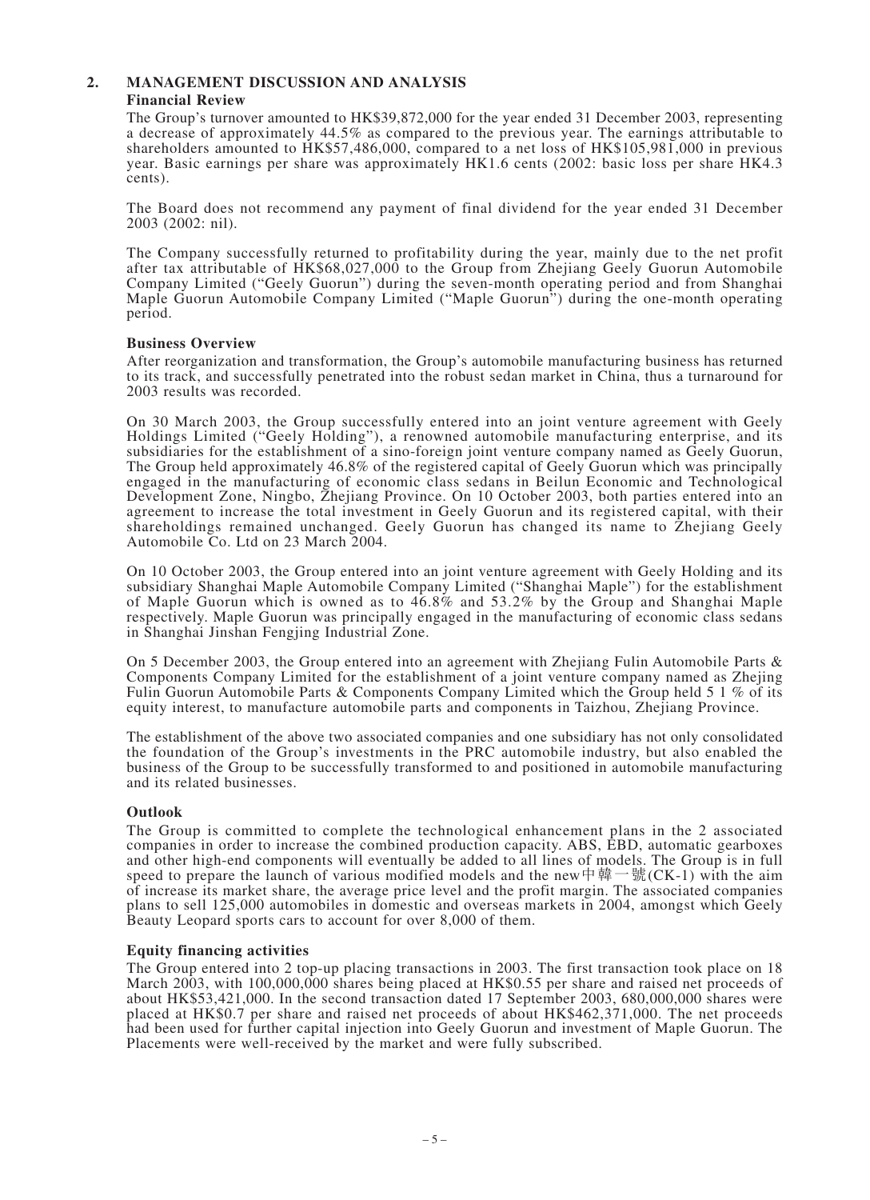## 2. MANAGEMENT DISCUSSION AND ANALYSIS

### Financial Review

The Group's turnover amounted to HK$39,872,000 for the year ended 31 December 2003, representing a decrease of approximately 44.5% as compared to the previous year. The earnings attributable to shareholders amounted to HK$57,486,000, compared to a net loss of HK$105,981,000 in previous year. Basic earnings per share was approximately HK1.6 cents (2002: basic loss per share HK4.3 cents).

The Board does not recommend any payment of final dividend for the year ended 31 December 2003 (2002: nil).

The Company successfully returned to profitability during the year, mainly due to the net profit after tax attributable of HK$68,027,000 to the Group from Zhejiang Geely Guorun Automobile Company Limited ("Geely Guorun") during the seven-month operating period and from Shanghai Maple Guorun Automobile Company Limited ("Maple Guorun") during the one-month operating period.

### Business Overview

After reorganization and transformation, the Group's automobile manufacturing business has returned to its track, and successfully penetrated into the robust sedan market in China, thus a turnaround for 2003 results was recorded.

On 30 March 2003, the Group successfully entered into an joint venture agreement with Geely Holdings Limited ("Geely Holding"), a renowned automobile manufacturing enterprise, and its subsidiaries for the establishment of a sino-foreign joint venture company named as Geely Guorun, The Group held approximately 46.8% of the registered capital of Geely Guorun which was principally engaged in the manufacturing of economic class sedans in Beilun Economic and Technological Development Zone, Ningbo, Zhejiang Province. On 10 October 2003, both parties entered into an agreement to increase the total investment in Geely Guorun and its registered capital, with their shareholdings remained unchanged. Geely Guorun has changed its name to Zhejiang Geely Automobile Co. Ltd on 23 March 2004.

On 10 October 2003, the Group entered into an joint venture agreement with Geely Holding and its subsidiary Shanghai Maple Automobile Company Limited ("Shanghai Maple") for the establishment of Maple Guorun which is owned as to 46.8% and 53.2% by the Group and Shanghai Maple respectively. Maple Guorun was principally engaged in the manufacturing of economic class sedans in Shanghai Jinshan Fengjing Industrial Zone.

On 5 December 2003, the Group entered into an agreement with Zhejiang Fulin Automobile Parts & Components Company Limited for the establishment of a joint venture company named as Zhejing Fulin Guorun Automobile Parts & Components Company Limited which the Group held 5 1 % of its equity interest, to manufacture automobile parts and components in Taizhou, Zhejiang Province.

The establishment of the above two associated companies and one subsidiary has not only consolidated the foundation of the Group's investments in the PRC automobile industry, but also enabled the business of the Group to be successfully transformed to and positioned in automobile manufacturing and its related businesses.

### Outlook

The Group is committed to complete the technological enhancement plans in the 2 associated companies in order to increase the combined production capacity. ABS, EBD, automatic gearboxes and other high-end components will eventually be added to all lines of models. The Group is in full speed to prepare the launch of various modified models and the new中韓一號(CK-1) with the aim of increase its market share, the average price level and the profit margin. The associated companies plans to sell 125,000 automobiles in domestic and overseas markets in 2004, amongst which Geely Beauty Leopard sports cars to account for over 8,000 of them.

### Equity financing activities

The Group entered into 2 top-up placing transactions in 2003. The first transaction took place on 18 March 2003, with 100,000,000 shares being placed at HK$0.55 per share and raised net proceeds of about HK$53,421,000. In the second transaction dated 17 September 2003, 680,000,000 shares were placed at HK$0.7 per share and raised net proceeds of about HK$462,371,000. The net proceeds had been used for further capital injection into Geely Guorun and investment of Maple Guorun. The Placements were well-received by the market and were fully subscribed.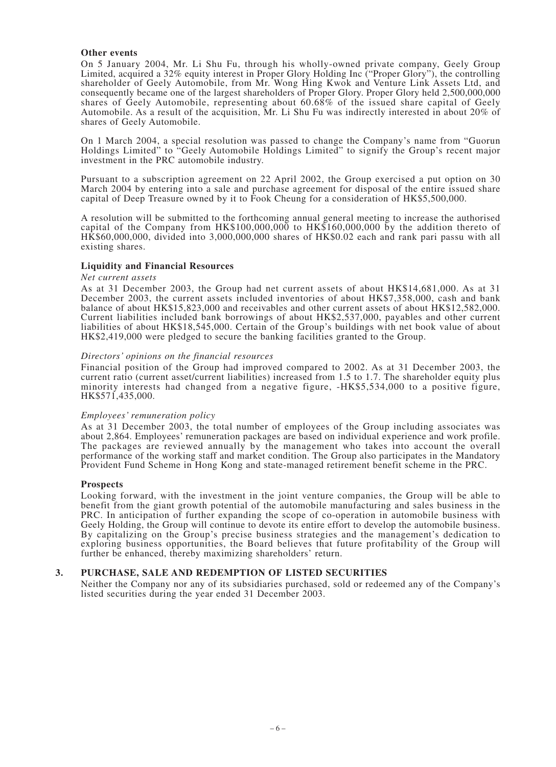### Other events

On 5 January 2004, Mr. Li Shu Fu, through his wholly-owned private company, Geely Group Limited, acquired a 32% equity interest in Proper Glory Holding Inc ("Proper Glory"), the controlling shareholder of Geely Automobile, from Mr. Wong Hing Kwok and Venture Link Assets Ltd, and consequently became one of the largest shareholders of Proper Glory. Proper Glory held 2,500,000,000 shares of Geely Automobile, representing about 60.68% of the issued share capital of Geely Automobile. As a result of the acquisition, Mr. Li Shu Fu was indirectly interested in about 20% of shares of Geely Automobile.

On 1 March 2004, a special resolution was passed to change the Company's name from "Guorun Holdings Limited" to "Geely Automobile Holdings Limited" to signify the Group's recent major investment in the PRC automobile industry.

Pursuant to a subscription agreement on 22 April 2002, the Group exercised a put option on 30 March 2004 by entering into a sale and purchase agreement for disposal of the entire issued share capital of Deep Treasure owned by it to Fook Cheung for a consideration of HK$5,500,000.

A resolution will be submitted to the forthcoming annual general meeting to increase the authorised capital of the Company from HK$100,000,000 to HK$160,000,000 by the addition thereto of HK$60,000,000, divided into 3,000,000,000 shares of HK$0.02 each and rank pari passu with all existing shares.

### Liquidity and Financial Resources

*Net current assets*

As at 31 December 2003, the Group had net current assets of about HK$14,681,000. As at 31 December 2003, the current assets included inventories of about HK$7,358,000, cash and bank balance of about HK$15,823,000 and receivables and other current assets of about HK$12,582,000. Current liabilities included bank borrowings of about HK$2,537,000, payables and other current liabilities of about HK$18,545,000. Certain of the Group's buildings with net book value of about HK$2,419,000 were pledged to secure the banking facilities granted to the Group.

*Directors' opinions on the financial resources*

Financial position of the Group had improved compared to 2002. As at 31 December 2003, the current ratio (current asset/current liabilities) increased from 1.5 to 1.7. The shareholder equity plus minority interests had changed from a negative figure, -HK$5,534,000 to a positive figure, HK$571,435,000.

*Employees' remuneration policy*

As at 31 December 2003, the total number of employees of the Group including associates was about 2,864. Employees' remuneration packages are based on individual experience and work profile. The packages are reviewed annually by the management who takes into account the overall performance of the working staff and market condition. The Group also participates in the Mandatory Provident Fund Scheme in Hong Kong and state-managed retirement benefit scheme in the PRC.

### Prospects

Looking forward, with the investment in the joint venture companies, the Group will be able to benefit from the giant growth potential of the automobile manufacturing and sales business in the PRC. In anticipation of further expanding the scope of co-operation in automobile business with Geely Holding, the Group will continue to devote its entire effort to develop the automobile business. By capitalizing on the Group's precise business strategies and the management's dedication to exploring business opportunities, the Board believes that future profitability of the Group will further be enhanced, thereby maximizing shareholders' return.

## 3. PURCHASE, SALE AND REDEMPTION OF LISTED SECURITIES

Neither the Company nor any of its subsidiaries purchased, sold or redeemed any of the Company's listed securities during the year ended 31 December 2003.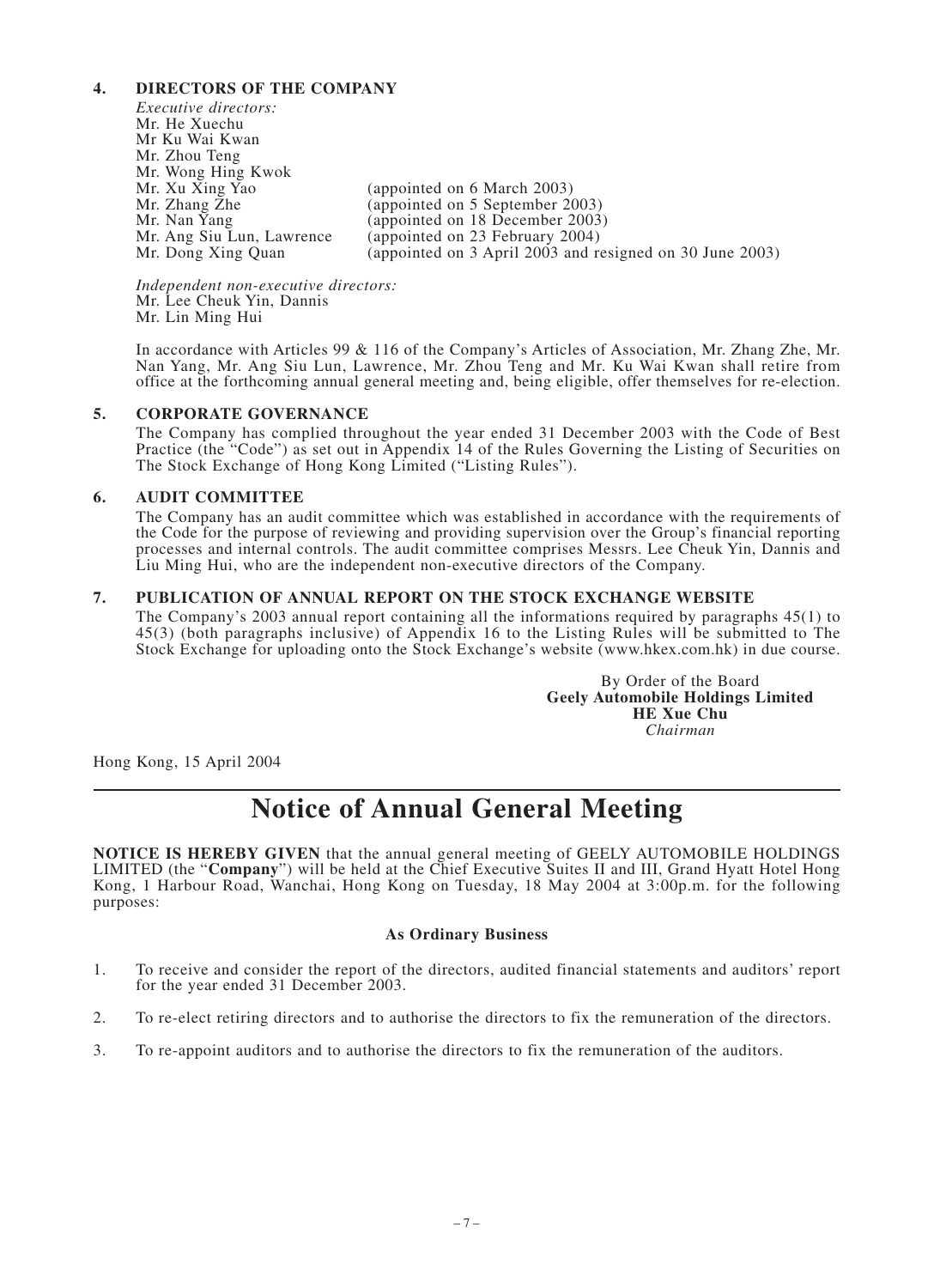## 4. DIRECTORS OF THE COMPANY

*Executive directors:*

| | |
|---|---|
| Mr. He Xuechu | |
| Mr Ku Wai Kwan | |
| Mr. Zhou Teng | |
| Mr. Wong Hing Kwok | |
| Mr. Xu Xing Yao | (appointed on 6 March 2003) |
| Mr. Zhang Zhe | (appointed on 5 September 2003) |
| Mr. Nan Yang | (appointed on 18 December 2003) |
| Mr. Ang Siu Lun, Lawrence | (appointed on 23 February 2004) |
| Mr. Dong Xing Quan | (appointed on 3 April 2003 and resigned on 30 June 2003) |

*Independent non-executive directors:*
Mr. Lee Cheuk Yin, Dannis
Mr. Lin Ming Hui

In accordance with Articles 99 & 116 of the Company's Articles of Association, Mr. Zhang Zhe, Mr. Nan Yang, Mr. Ang Siu Lun, Lawrence, Mr. Zhou Teng and Mr. Ku Wai Kwan shall retire from office at the forthcoming annual general meeting and, being eligible, offer themselves for re-election.

## 5. CORPORATE GOVERNANCE

The Company has complied throughout the year ended 31 December 2003 with the Code of Best Practice (the "Code") as set out in Appendix 14 of the Rules Governing the Listing of Securities on The Stock Exchange of Hong Kong Limited ("Listing Rules").

## 6. AUDIT COMMITTEE

The Company has an audit committee which was established in accordance with the requirements of the Code for the purpose of reviewing and providing supervision over the Group's financial reporting processes and internal controls. The audit committee comprises Messrs. Lee Cheuk Yin, Dannis and Liu Ming Hui, who are the independent non-executive directors of the Company.

## 7. PUBLICATION OF ANNUAL REPORT ON THE STOCK EXCHANGE WEBSITE

The Company's 2003 annual report containing all the informations required by paragraphs 45(1) to 45(3) (both paragraphs inclusive) of Appendix 16 to the Listing Rules will be submitted to The Stock Exchange for uploading onto the Stock Exchange's website (www.hkex.com.hk) in due course.

By Order of the Board
**Geely Automobile Holdings Limited**
**HE Xue Chu**
*Chairman*

Hong Kong, 15 April 2004

# Notice of Annual General Meeting

**NOTICE IS HEREBY GIVEN** that the annual general meeting of GEELY AUTOMOBILE HOLDINGS LIMITED (the "**Company**") will be held at the Chief Executive Suites II and III, Grand Hyatt Hotel Hong Kong, 1 Harbour Road, Wanchai, Hong Kong on Tuesday, 18 May 2004 at 3:00p.m. for the following purposes:

**As Ordinary Business**

1. To receive and consider the report of the directors, audited financial statements and auditors' report for the year ended 31 December 2003.
2. To re-elect retiring directors and to authorise the directors to fix the remuneration of the directors.
3. To re-appoint auditors and to authorise the directors to fix the remuneration of the auditors.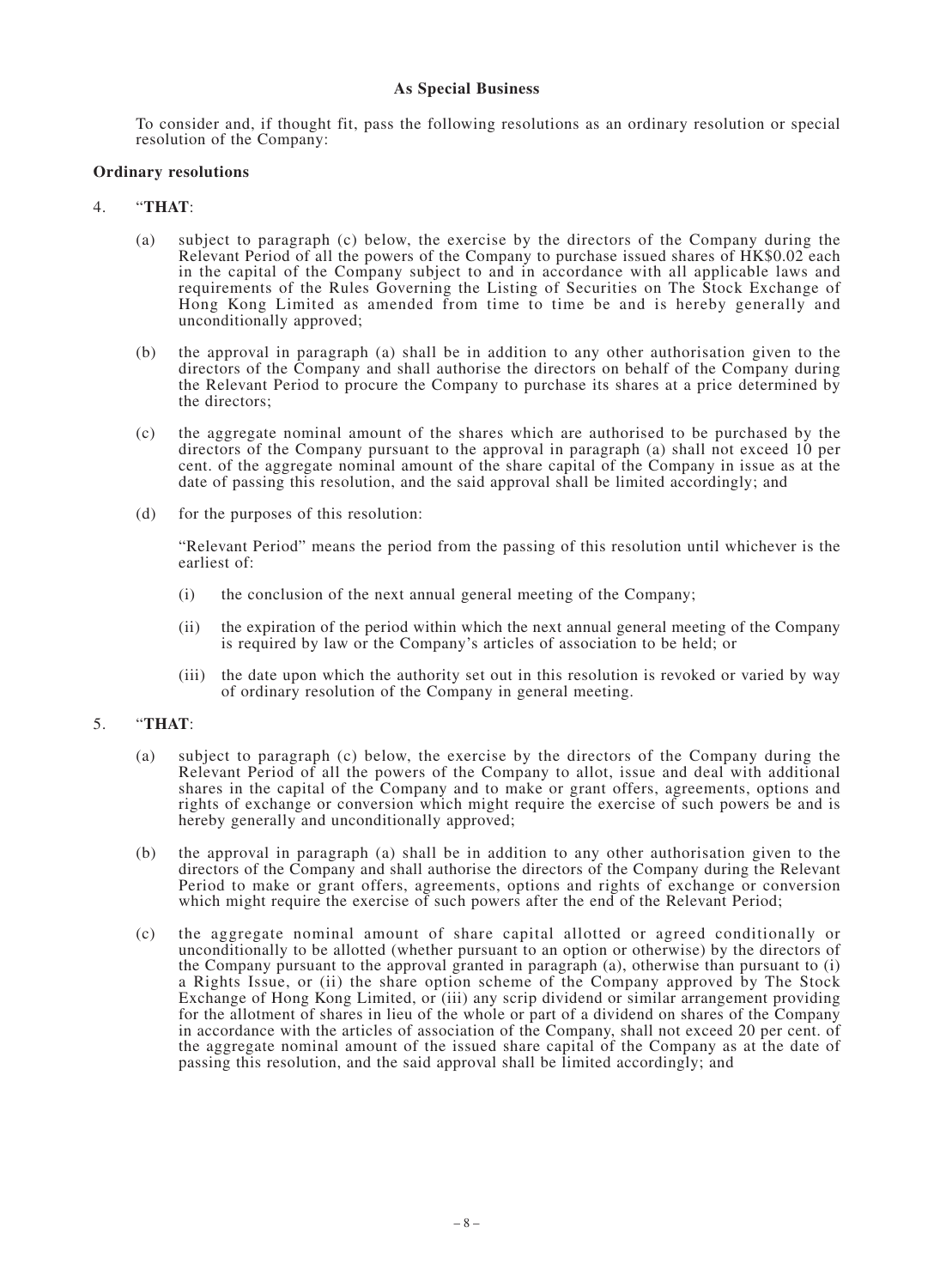**As Special Business**

To consider and, if thought fit, pass the following resolutions as an ordinary resolution or special resolution of the Company:

**Ordinary resolutions**

4. "**THAT**:

   (a) subject to paragraph (c) below, the exercise by the directors of the Company during the Relevant Period of all the powers of the Company to purchase issued shares of HK$0.02 each in the capital of the Company subject to and in accordance with all applicable laws and requirements of the Rules Governing the Listing of Securities on The Stock Exchange of Hong Kong Limited as amended from time to time be and is hereby generally and unconditionally approved;

   (b) the approval in paragraph (a) shall be in addition to any other authorisation given to the directors of the Company and shall authorise the directors on behalf of the Company during the Relevant Period to procure the Company to purchase its shares at a price determined by the directors;

   (c) the aggregate nominal amount of the shares which are authorised to be purchased by the directors of the Company pursuant to the approval in paragraph (a) shall not exceed 10 per cent. of the aggregate nominal amount of the share capital of the Company in issue as at the date of passing this resolution, and the said approval shall be limited accordingly; and

   (d) for the purposes of this resolution:

   "Relevant Period" means the period from the passing of this resolution until whichever is the earliest of:

   (i) the conclusion of the next annual general meeting of the Company;

   (ii) the expiration of the period within which the next annual general meeting of the Company is required by law or the Company's articles of association to be held; or

   (iii) the date upon which the authority set out in this resolution is revoked or varied by way of ordinary resolution of the Company in general meeting.

5. "**THAT**:

   (a) subject to paragraph (c) below, the exercise by the directors of the Company during the Relevant Period of all the powers of the Company to allot, issue and deal with additional shares in the capital of the Company and to make or grant offers, agreements, options and rights of exchange or conversion which might require the exercise of such powers be and is hereby generally and unconditionally approved;

   (b) the approval in paragraph (a) shall be in addition to any other authorisation given to the directors of the Company and shall authorise the directors of the Company during the Relevant Period to make or grant offers, agreements, options and rights of exchange or conversion which might require the exercise of such powers after the end of the Relevant Period;

   (c) the aggregate nominal amount of share capital allotted or agreed conditionally or unconditionally to be allotted (whether pursuant to an option or otherwise) by the directors of the Company pursuant to the approval granted in paragraph (a), otherwise than pursuant to (i) a Rights Issue, or (ii) the share option scheme of the Company approved by The Stock Exchange of Hong Kong Limited, or (iii) any scrip dividend or similar arrangement providing for the allotment of shares in lieu of the whole or part of a dividend on shares of the Company in accordance with the articles of association of the Company, shall not exceed 20 per cent. of the aggregate nominal amount of the issued share capital of the Company as at the date of passing this resolution, and the said approval shall be limited accordingly; and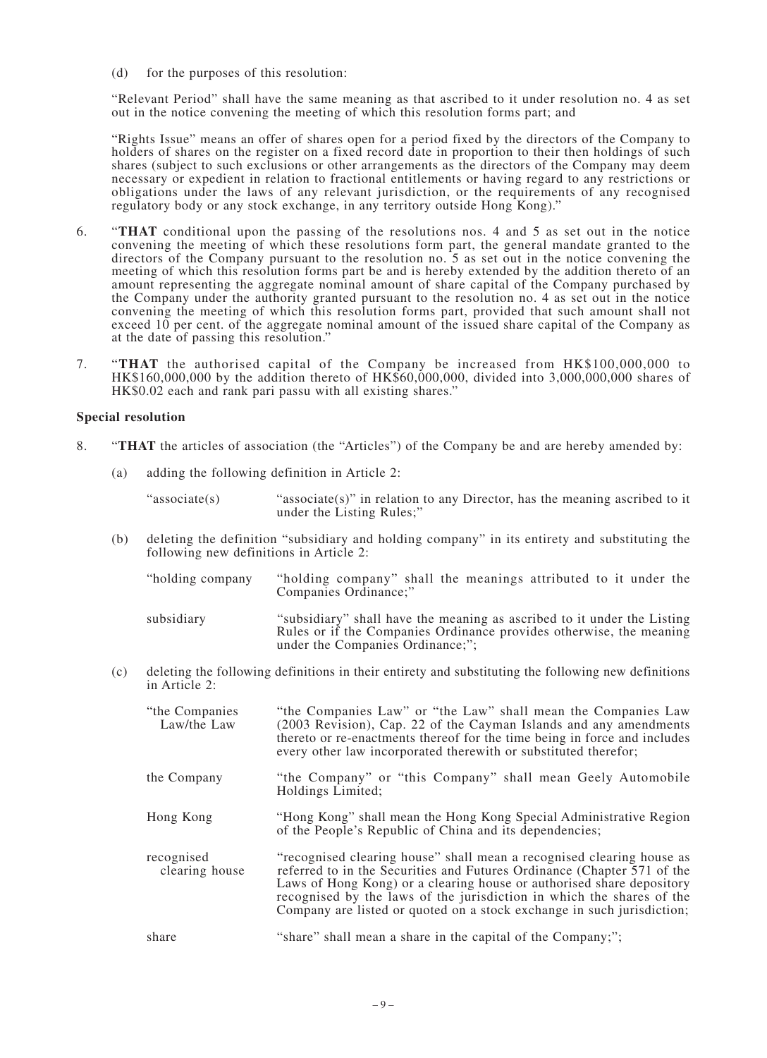(d) for the purposes of this resolution:

"Relevant Period" shall have the same meaning as that ascribed to it under resolution no. 4 as set out in the notice convening the meeting of which this resolution forms part; and

"Rights Issue" means an offer of shares open for a period fixed by the directors of the Company to holders of shares on the register on a fixed record date in proportion to their then holdings of such shares (subject to such exclusions or other arrangements as the directors of the Company may deem necessary or expedient in relation to fractional entitlements or having regard to any restrictions or obligations under the laws of any relevant jurisdiction, or the requirements of any recognised regulatory body or any stock exchange, in any territory outside Hong Kong)."

6. "**THAT** conditional upon the passing of the resolutions nos. 4 and 5 as set out in the notice convening the meeting of which these resolutions form part, the general mandate granted to the directors of the Company pursuant to the resolution no. 5 as set out in the notice convening the meeting of which this resolution forms part be and is hereby extended by the addition thereto of an amount representing the aggregate nominal amount of share capital of the Company purchased by the Company under the authority granted pursuant to the resolution no. 4 as set out in the notice convening the meeting of which this resolution forms part, provided that such amount shall not exceed 10 per cent. of the aggregate nominal amount of the issued share capital of the Company as at the date of passing this resolution."

7. "**THAT** the authorised capital of the Company be increased from HK$100,000,000 to HK$160,000,000 by the addition thereto of HK$60,000,000, divided into 3,000,000,000 shares of HK$0.02 each and rank pari passu with all existing shares."

**Special resolution**

8. "**THAT** the articles of association (the "Articles") of the Company be and are hereby amended by:

   (a) adding the following definition in Article 2:

   | | |
   |---|---|
   | "associate(s) | "associate(s)" in relation to any Director, has the meaning ascribed to it under the Listing Rules;" |

   (b) deleting the definition "subsidiary and holding company" in its entirety and substituting the following new definitions in Article 2:

   | | |
   |---|---|
   | "holding company | "holding company" shall the meanings attributed to it under the Companies Ordinance;" |
   | subsidiary | "subsidiary" shall have the meaning as ascribed to it under the Listing Rules or if the Companies Ordinance provides otherwise, the meaning under the Companies Ordinance;"; |

   (c) deleting the following definitions in their entirety and substituting the following new definitions in Article 2:

   | | |
   |---|---|
   | "the Companies Law/the Law | "the Companies Law" or "the Law" shall mean the Companies Law (2003 Revision), Cap. 22 of the Cayman Islands and any amendments thereto or re-enactments thereof for the time being in force and includes every other law incorporated therewith or substituted therefor; |
   | the Company | "the Company" or "this Company" shall mean Geely Automobile Holdings Limited; |
   | Hong Kong | "Hong Kong" shall mean the Hong Kong Special Administrative Region of the People's Republic of China and its dependencies; |
   | recognised clearing house | "recognised clearing house" shall mean a recognised clearing house as referred to in the Securities and Futures Ordinance (Chapter 571 of the Laws of Hong Kong) or a clearing house or authorised share depository recognised by the laws of the jurisdiction in which the shares of the Company are listed or quoted on a stock exchange in such jurisdiction; |
   | share | "share" shall mean a share in the capital of the Company;"; |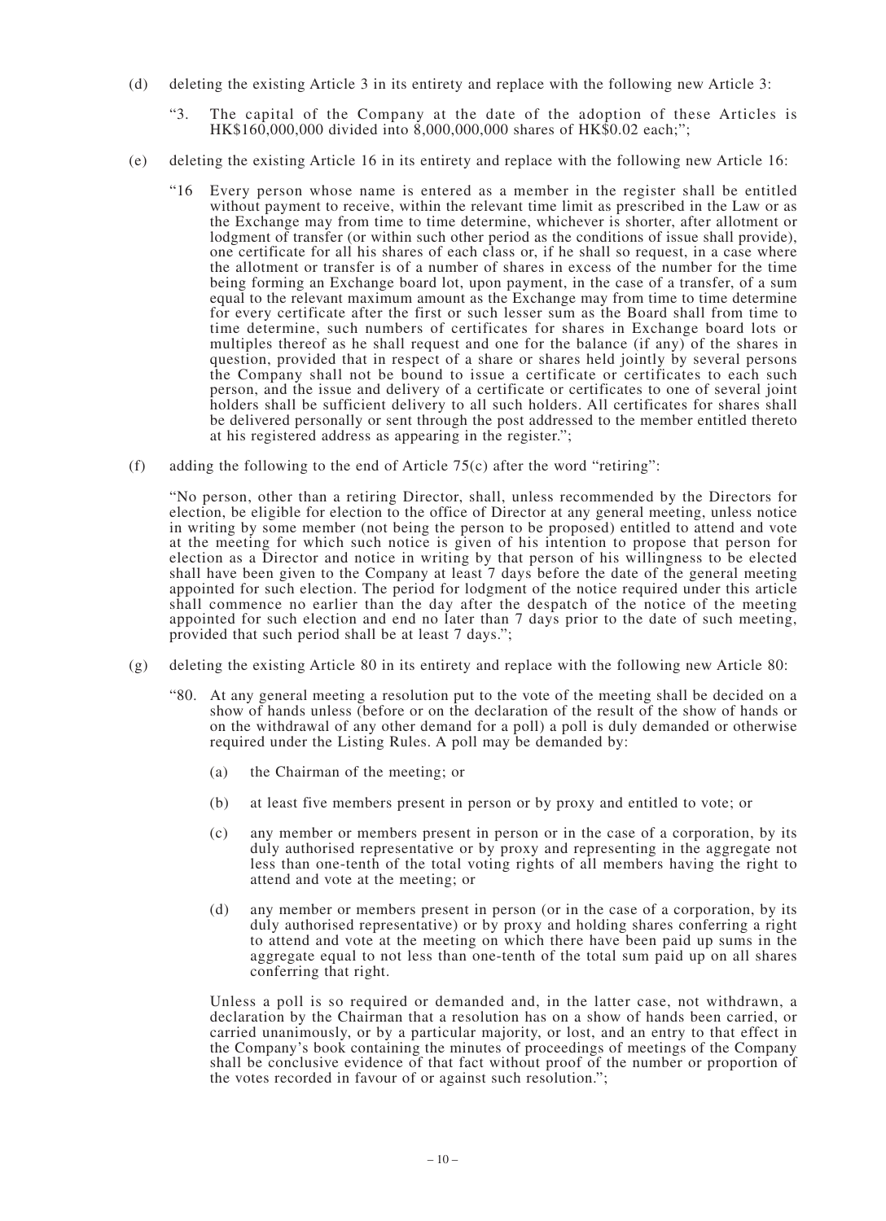(d) deleting the existing Article 3 in its entirety and replace with the following new Article 3:

"3. The capital of the Company at the date of the adoption of these Articles is HK$160,000,000 divided into 8,000,000,000 shares of HK$0.02 each;";

(e) deleting the existing Article 16 in its entirety and replace with the following new Article 16:

"16 Every person whose name is entered as a member in the register shall be entitled without payment to receive, within the relevant time limit as prescribed in the Law or as the Exchange may from time to time determine, whichever is shorter, after allotment or lodgment of transfer (or within such other period as the conditions of issue shall provide), one certificate for all his shares of each class or, if he shall so request, in a case where the allotment or transfer is of a number of shares in excess of the number for the time being forming an Exchange board lot, upon payment, in the case of a transfer, of a sum equal to the relevant maximum amount as the Exchange may from time to time determine for every certificate after the first or such lesser sum as the Board shall from time to time determine, such numbers of certificates for shares in Exchange board lots or multiples thereof as he shall request and one for the balance (if any) of the shares in question, provided that in respect of a share or shares held jointly by several persons the Company shall not be bound to issue a certificate or certificates to each such person, and the issue and delivery of a certificate or certificates to one of several joint holders shall be sufficient delivery to all such holders. All certificates for shares shall be delivered personally or sent through the post addressed to the member entitled thereto at his registered address as appearing in the register.";

(f) adding the following to the end of Article 75(c) after the word "retiring":

"No person, other than a retiring Director, shall, unless recommended by the Directors for election, be eligible for election to the office of Director at any general meeting, unless notice in writing by some member (not being the person to be proposed) entitled to attend and vote at the meeting for which such notice is given of his intention to propose that person for election as a Director and notice in writing by that person of his willingness to be elected shall have been given to the Company at least 7 days before the date of the general meeting appointed for such election. The period for lodgment of the notice required under this article shall commence no earlier than the day after the despatch of the notice of the meeting appointed for such election and end no later than 7 days prior to the date of such meeting, provided that such period shall be at least 7 days.";

(g) deleting the existing Article 80 in its entirety and replace with the following new Article 80:

"80. At any general meeting a resolution put to the vote of the meeting shall be decided on a show of hands unless (before or on the declaration of the result of the show of hands or on the withdrawal of any other demand for a poll) a poll is duly demanded or otherwise required under the Listing Rules. A poll may be demanded by:

(a) the Chairman of the meeting; or

(b) at least five members present in person or by proxy and entitled to vote; or

(c) any member or members present in person or in the case of a corporation, by its duly authorised representative or by proxy and representing in the aggregate not less than one-tenth of the total voting rights of all members having the right to attend and vote at the meeting; or

(d) any member or members present in person (or in the case of a corporation, by its duly authorised representative) or by proxy and holding shares conferring a right to attend and vote at the meeting on which there have been paid up sums in the aggregate equal to not less than one-tenth of the total sum paid up on all shares conferring that right.

Unless a poll is so required or demanded and, in the latter case, not withdrawn, a declaration by the Chairman that a resolution has on a show of hands been carried, or carried unanimously, or by a particular majority, or lost, and an entry to that effect in the Company's book containing the minutes of proceedings of meetings of the Company shall be conclusive evidence of that fact without proof of the number or proportion of the votes recorded in favour of or against such resolution.";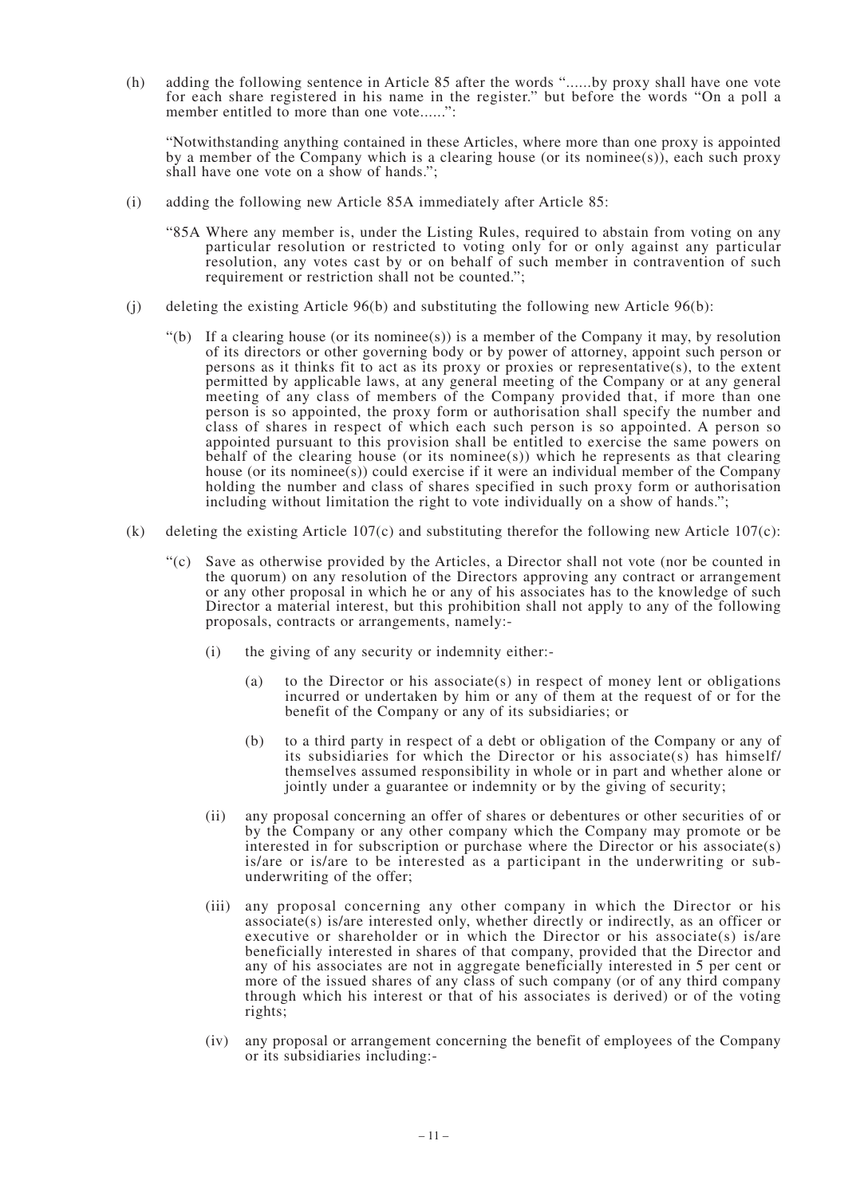(h) adding the following sentence in Article 85 after the words "......by proxy shall have one vote for each share registered in his name in the register." but before the words "On a poll a member entitled to more than one vote......":

"Notwithstanding anything contained in these Articles, where more than one proxy is appointed by a member of the Company which is a clearing house (or its nominee(s)), each such proxy shall have one vote on a show of hands.";

(i) adding the following new Article 85A immediately after Article 85:

"85A Where any member is, under the Listing Rules, required to abstain from voting on any particular resolution or restricted to voting only for or only against any particular resolution, any votes cast by or on behalf of such member in contravention of such requirement or restriction shall not be counted.";

(j) deleting the existing Article 96(b) and substituting the following new Article 96(b):

"(b) If a clearing house (or its nominee(s)) is a member of the Company it may, by resolution of its directors or other governing body or by power of attorney, appoint such person or persons as it thinks fit to act as its proxy or proxies or representative(s), to the extent permitted by applicable laws, at any general meeting of the Company or at any general meeting of any class of members of the Company provided that, if more than one person is so appointed, the proxy form or authorisation shall specify the number and class of shares in respect of which each such person is so appointed. A person so appointed pursuant to this provision shall be entitled to exercise the same powers on behalf of the clearing house (or its nominee(s)) which he represents as that clearing house (or its nominee(s)) could exercise if it were an individual member of the Company holding the number and class of shares specified in such proxy form or authorisation including without limitation the right to vote individually on a show of hands.";

(k) deleting the existing Article 107(c) and substituting therefor the following new Article 107(c):

"(c) Save as otherwise provided by the Articles, a Director shall not vote (nor be counted in the quorum) on any resolution of the Directors approving any contract or arrangement or any other proposal in which he or any of his associates has to the knowledge of such Director a material interest, but this prohibition shall not apply to any of the following proposals, contracts or arrangements, namely:-

   (i) the giving of any security or indemnity either:-

      (a) to the Director or his associate(s) in respect of money lent or obligations incurred or undertaken by him or any of them at the request of or for the benefit of the Company or any of its subsidiaries; or

      (b) to a third party in respect of a debt or obligation of the Company or any of its subsidiaries for which the Director or his associate(s) has himself/themselves assumed responsibility in whole or in part and whether alone or jointly under a guarantee or indemnity or by the giving of security;

   (ii) any proposal concerning an offer of shares or debentures or other securities of or by the Company or any other company which the Company may promote or be interested in for subscription or purchase where the Director or his associate(s) is/are or is/are to be interested as a participant in the underwriting or sub-underwriting of the offer;

   (iii) any proposal concerning any other company in which the Director or his associate(s) is/are interested only, whether directly or indirectly, as an officer or executive or shareholder or in which the Director or his associate(s) is/are beneficially interested in shares of that company, provided that the Director and any of his associates are not in aggregate beneficially interested in 5 per cent or more of the issued shares of any class of such company (or of any third company through which his interest or that of his associates is derived) or of the voting rights;

   (iv) any proposal or arrangement concerning the benefit of employees of the Company or its subsidiaries including:-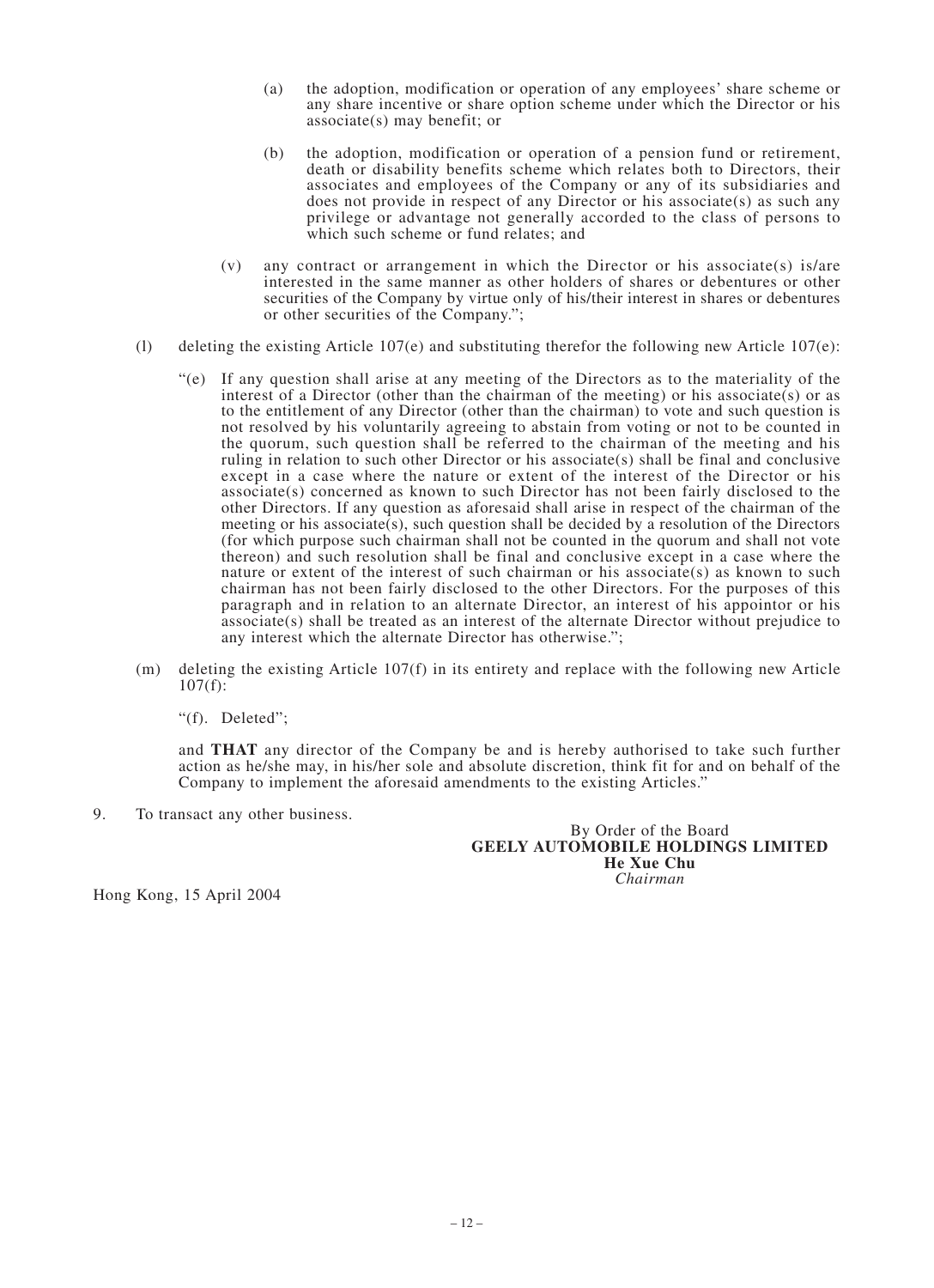(a) the adoption, modification or operation of any employees' share scheme or any share incentive or share option scheme under which the Director or his associate(s) may benefit; or

(b) the adoption, modification or operation of a pension fund or retirement, death or disability benefits scheme which relates both to Directors, their associates and employees of the Company or any of its subsidiaries and does not provide in respect of any Director or his associate(s) as such any privilege or advantage not generally accorded to the class of persons to which such scheme or fund relates; and

(v) any contract or arrangement in which the Director or his associate(s) is/are interested in the same manner as other holders of shares or debentures or other securities of the Company by virtue only of his/their interest in shares or debentures or other securities of the Company.";

(l) deleting the existing Article 107(e) and substituting therefor the following new Article 107(e):

"(e) If any question shall arise at any meeting of the Directors as to the materiality of the interest of a Director (other than the chairman of the meeting) or his associate(s) or as to the entitlement of any Director (other than the chairman) to vote and such question is not resolved by his voluntarily agreeing to abstain from voting or not to be counted in the quorum, such question shall be referred to the chairman of the meeting and his ruling in relation to such other Director or his associate(s) shall be final and conclusive except in a case where the nature or extent of the interest of the Director or his associate(s) concerned as known to such Director has not been fairly disclosed to the other Directors. If any question as aforesaid shall arise in respect of the chairman of the meeting or his associate(s), such question shall be decided by a resolution of the Directors (for which purpose such chairman shall not be counted in the quorum and shall not vote thereon) and such resolution shall be final and conclusive except in a case where the nature or extent of the interest of such chairman or his associate(s) as known to such chairman has not been fairly disclosed to the other Directors. For the purposes of this paragraph and in relation to an alternate Director, an interest of his appointor or his associate(s) shall be treated as an interest of the alternate Director without prejudice to any interest which the alternate Director has otherwise.";

(m) deleting the existing Article 107(f) in its entirety and replace with the following new Article 107(f):

"(f). Deleted";

and **THAT** any director of the Company be and is hereby authorised to take such further action as he/she may, in his/her sole and absolute discretion, think fit for and on behalf of the Company to implement the aforesaid amendments to the existing Articles."

9. To transact any other business.

By Order of the Board
**GEELY AUTOMOBILE HOLDINGS LIMITED**
**He Xue Chu**
*Chairman*

Hong Kong, 15 April 2004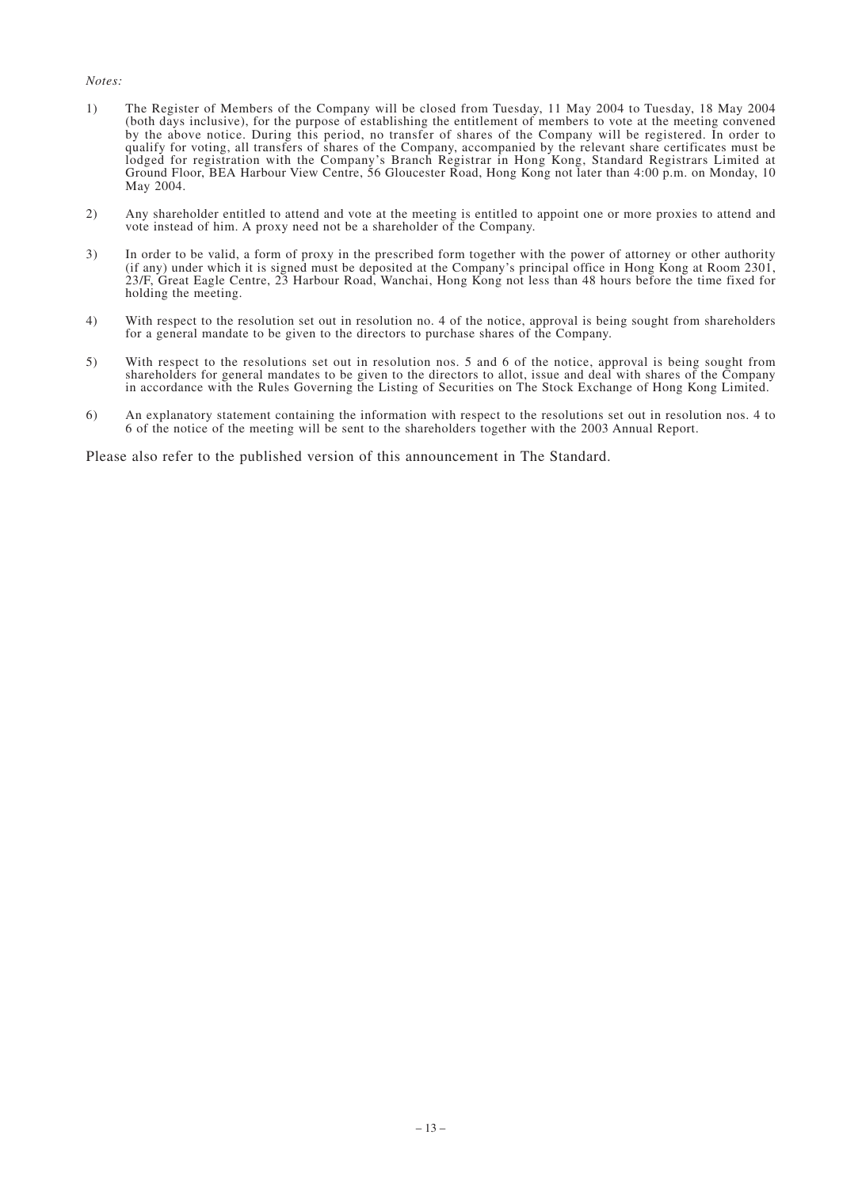*Notes:*

1) The Register of Members of the Company will be closed from Tuesday, 11 May 2004 to Tuesday, 18 May 2004 (both days inclusive), for the purpose of establishing the entitlement of members to vote at the meeting convened by the above notice. During this period, no transfer of shares of the Company will be registered. In order to qualify for voting, all transfers of shares of the Company, accompanied by the relevant share certificates must be lodged for registration with the Company's Branch Registrar in Hong Kong, Standard Registrars Limited at Ground Floor, BEA Harbour View Centre, 56 Gloucester Road, Hong Kong not later than 4:00 p.m. on Monday, 10 May 2004.

2) Any shareholder entitled to attend and vote at the meeting is entitled to appoint one or more proxies to attend and vote instead of him. A proxy need not be a shareholder of the Company.

3) In order to be valid, a form of proxy in the prescribed form together with the power of attorney or other authority (if any) under which it is signed must be deposited at the Company's principal office in Hong Kong at Room 2301, 23/F, Great Eagle Centre, 23 Harbour Road, Wanchai, Hong Kong not less than 48 hours before the time fixed for holding the meeting.

4) With respect to the resolution set out in resolution no. 4 of the notice, approval is being sought from shareholders for a general mandate to be given to the directors to purchase shares of the Company.

5) With respect to the resolutions set out in resolution nos. 5 and 6 of the notice, approval is being sought from shareholders for general mandates to be given to the directors to allot, issue and deal with shares of the Company in accordance with the Rules Governing the Listing of Securities on The Stock Exchange of Hong Kong Limited.

6) An explanatory statement containing the information with respect to the resolutions set out in resolution nos. 4 to 6 of the notice of the meeting will be sent to the shareholders together with the 2003 Annual Report.

Please also refer to the published version of this announcement in The Standard.